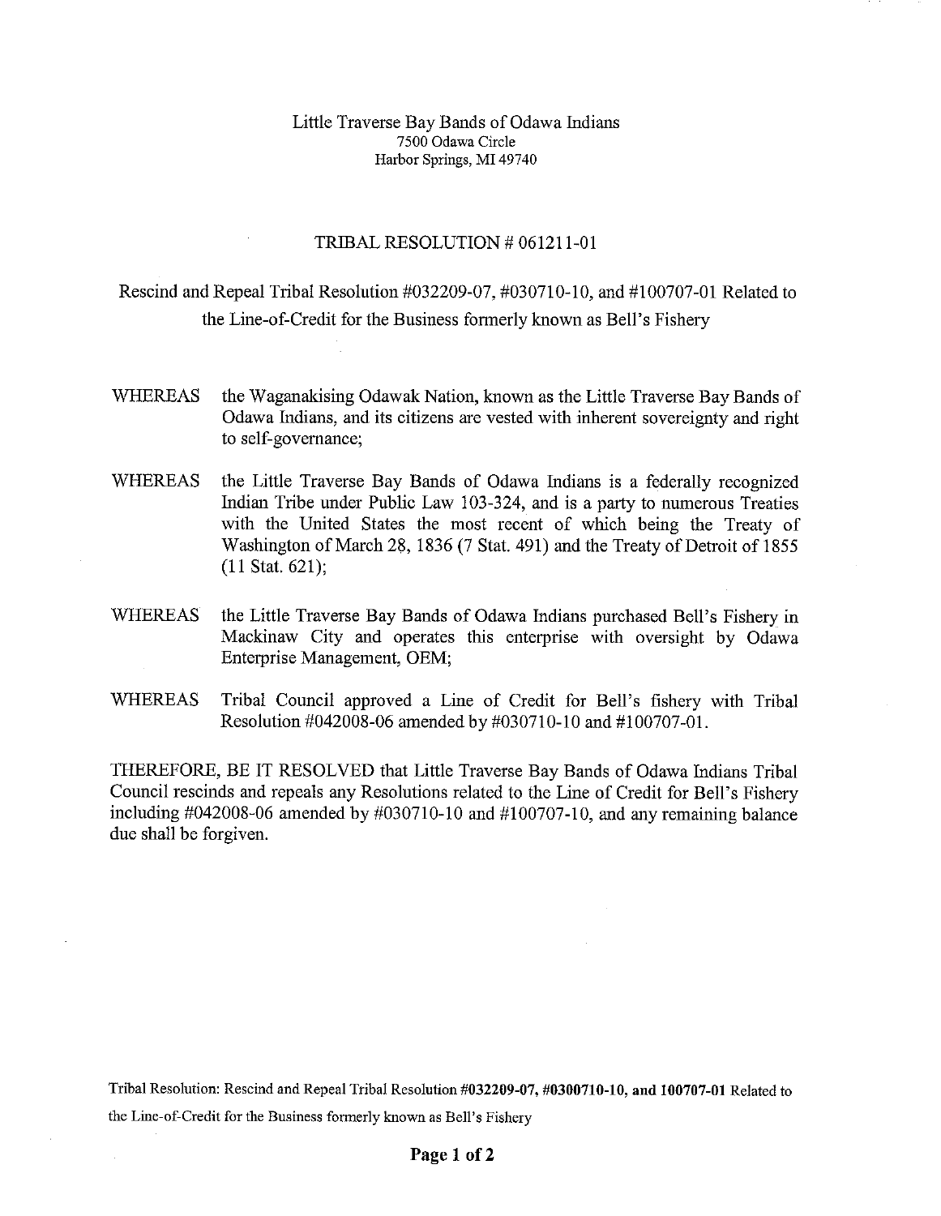Little Traverse Bay Bands of Odawa Indians
7500 Odawa Circle
Harbor Springs, MI 49740

# TRIBAL RESOLUTION # 061211-01

## Rescind and Repeal Tribal Resolution #032209-07, #030710-10, and #100707-01 Related to the Line-of-Credit for the Business formerly known as Bell's Fishery

WHEREAS the Waganakising Odawak Nation, known as the Little Traverse Bay Bands of Odawa Indians, and its citizens are vested with inherent sovereignty and right to self-governance;

WHEREAS the Little Traverse Bay Bands of Odawa Indians is a federally recognized Indian Tribe under Public Law 103-324, and is a party to numerous Treaties with the United States the most recent of which being the Treaty of Washington of March 28, 1836 (7 Stat. 491) and the Treaty of Detroit of 1855 (11 Stat. 621);

WHEREAS the Little Traverse Bay Bands of Odawa Indians purchased Bell's Fishery in Mackinaw City and operates this enterprise with oversight by Odawa Enterprise Management, OEM;

WHEREAS Tribal Council approved a Line of Credit for Bell's fishery with Tribal Resolution #042008-06 amended by #030710-10 and #100707-01.

THEREFORE, BE IT RESOLVED that Little Traverse Bay Bands of Odawa Indians Tribal Council rescinds and repeals any Resolutions related to the Line of Credit for Bell's Fishery including #042008-06 amended by #030710-10 and #100707-10, and any remaining balance due shall be forgiven.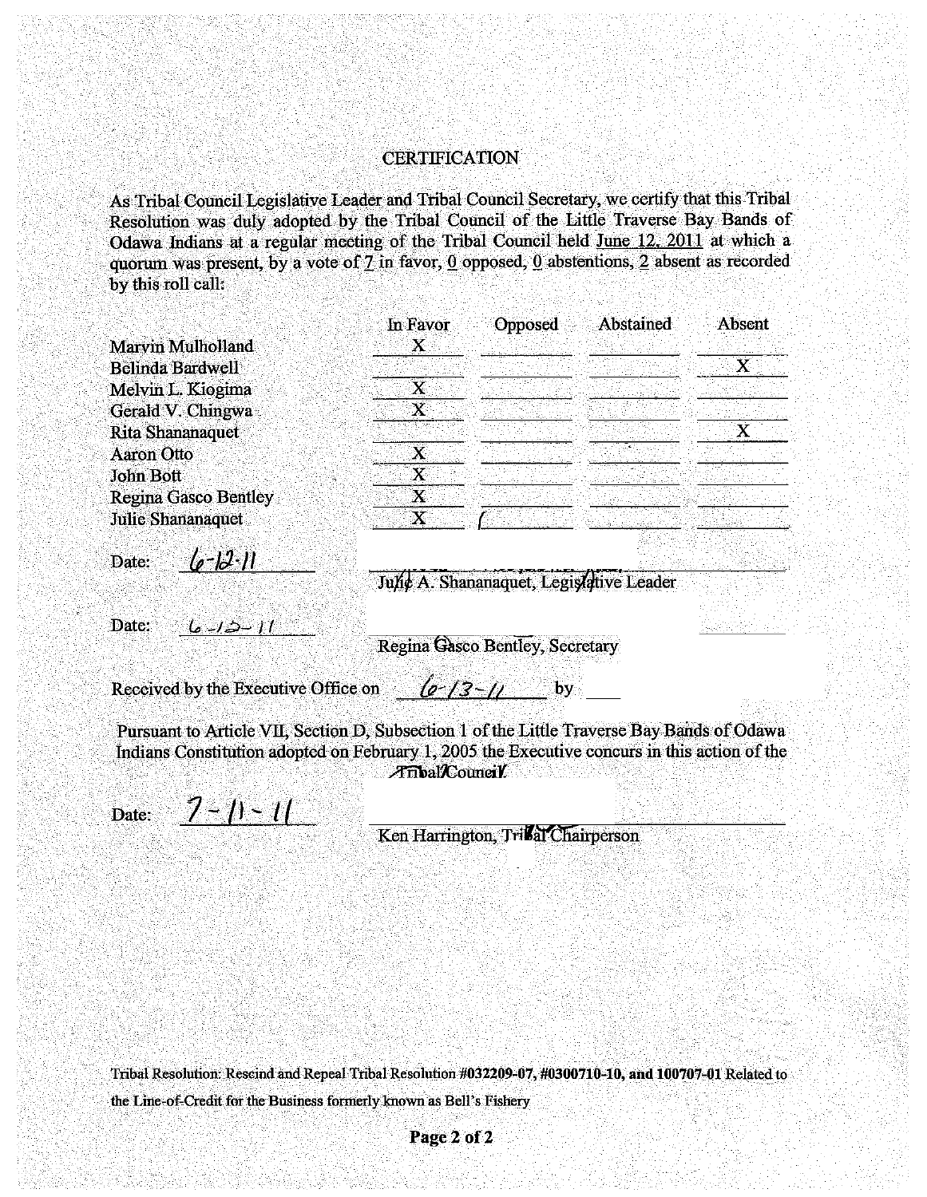## CERTIFICATION

As Tribal Council Legislative Leader and Tribal Council Secretary, we certify that this Tribal Resolution was duly adopted by the Tribal Council of the Little Traverse Bay Bands of Odawa Indians at a regular meeting of the Tribal Council held June 12, 2011 at which a quorum was present, by a vote of 7 in favor, 0 opposed, 0 abstentions, 2 absent as recorded by this roll call:

| | In Favor | Opposed | Abstained | Absent |
|---|---|---|---|---|
| Marvin Mulholland | X | | | |
| Belinda Bardwell | | | | X |
| Melvin L. Kiogima | X | | | |
| Gerald V. Chingwa | X | | | |
| Rita Shananaquet | | | | X |
| Aaron Otto | X | | | |
| John Bott | X | | | |
| Regina Gasco Bentley | X | | | |
| Julie Shananaquet | X | | | |

Date: 6-12-11

Julie A. Shananaquet, Legislative Leader

Date: 6-12-11

Regina Gasco Bentley, Secretary

Received by the Executive Office on 6-13-11 by ___

Pursuant to Article VII, Section D, Subsection 1 of the Little Traverse Bay Bands of Odawa Indians Constitution adopted on February 1, 2005 the Executive concurs in this action of the Tribal Council.

Date: 7-11-11

Ken Harrington, Tribal Chairperson

Tribal Resolution: Rescind and Repeal Tribal Resolution **#032209-07, #0300710-10, and 100707-01** Related to the Line-of-Credit for the Business formerly known as Bell's Fishery